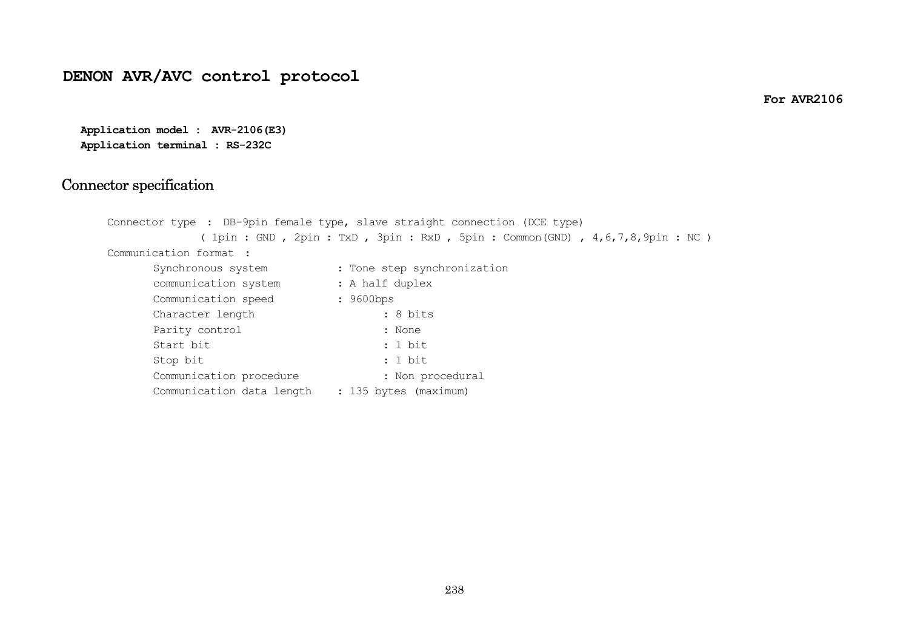# DENON AVR/AVC control protocol

**For AVR2106**

**Application model : AVR-2106(E3)**
**Application terminal : RS-232C**

## Connector specification

Connector type : DB-9pin female type, slave straight connection (DCE type)
( 1pin : GND , 2pin : TxD , 3pin : RxD , 5pin : Common(GND) , 4,6,7,8,9pin : NC )

Communication format :

- Synchronous system : Tone step synchronization
- communication system : A half duplex
- Communication speed : 9600bps
- Character length : 8 bits
- Parity control : None
- Start bit : 1 bit
- Stop bit : 1 bit
- Communication procedure : Non procedural
- Communication data length : 135 bytes (maximum)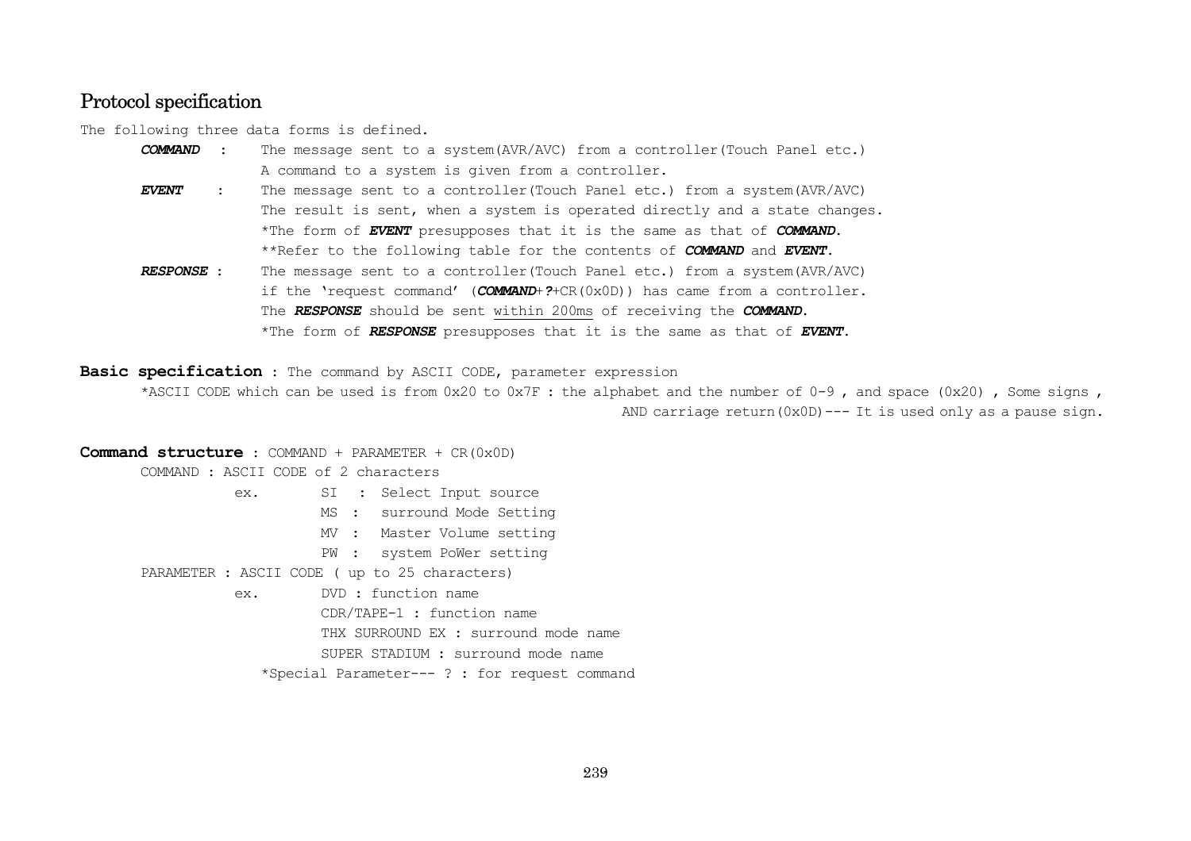# Protocol specification

The following three data forms is defined.

***COMMAND*** : The message sent to a system(AVR/AVC) from a controller(Touch Panel etc.)
A command to a system is given from a controller.

***EVENT*** : The message sent to a controller(Touch Panel etc.) from a system(AVR/AVC)
The result is sent, when a system is operated directly and a state changes.
*The form of ***EVENT*** presupposes that it is the same as that of ***COMMAND***.
**Refer to the following table for the contents of ***COMMAND*** and ***EVENT***.

***RESPONSE*** : The message sent to a controller(Touch Panel etc.) from a system(AVR/AVC)
if the 'request command' (***COMMAND***+***?***+CR(0x0D)) has came from a controller.
The ***RESPONSE*** should be sent within 200ms of receiving the ***COMMAND***.
*The form of ***RESPONSE*** presupposes that it is the same as that of ***EVENT***.

**Basic specification** : The command by ASCII CODE, parameter expression
*ASCII CODE which can be used is from 0x20 to 0x7F : the alphabet and the number of 0-9 , and space (0x20) , Some signs ,
AND carriage return(0x0D)--- It is used only as a pause sign.

**Command structure** : COMMAND + PARAMETER + CR(0x0D)

COMMAND : ASCII CODE of 2 characters

ex.
- SI : Select Input source
- MS : surround Mode Setting
- MV : Master Volume setting
- PW : system PoWer setting

PARAMETER : ASCII CODE ( up to 25 characters)

ex.
- DVD : function name
- CDR/TAPE-1 : function name
- THX SURROUND EX : surround mode name
- SUPER STADIUM : surround mode name

*Special Parameter--- ? : for request command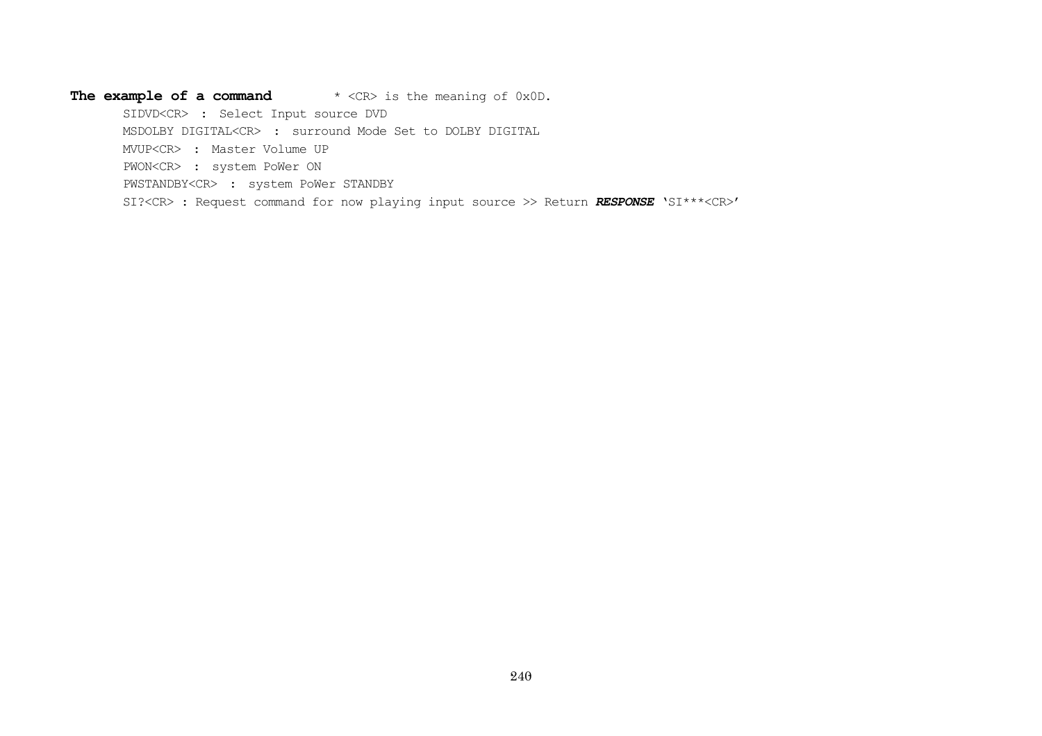**The example of a command**        * <CR> is the meaning of 0x0D.

SIDVD<CR>  :  Select Input source DVD

MSDOLBY DIGITAL<CR>  :  surround Mode Set to DOLBY DIGITAL

MVUP<CR>  :  Master Volume UP

PWON<CR>  :  system PoWer ON

PWSTANDBY<CR>  :  system PoWer STANDBY

SI?<CR> : Request command for now playing input source >> Return ***RESPONSE*** 'SI***<CR>'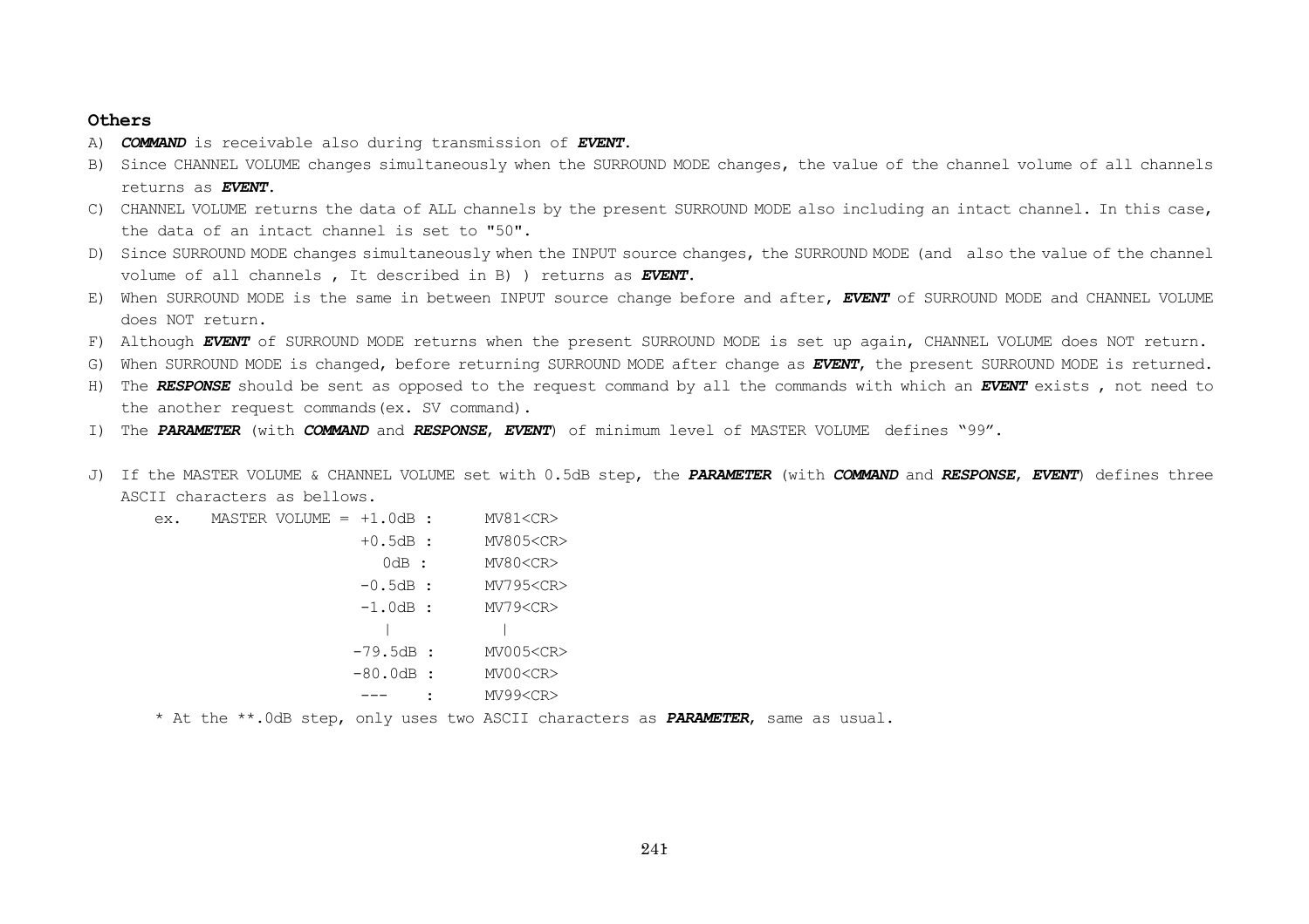## Others

A) ***COMMAND*** is receivable also during transmission of ***EVENT***.

B) Since CHANNEL VOLUME changes simultaneously when the SURROUND MODE changes, the value of the channel volume of all channels returns as ***EVENT***.

C) CHANNEL VOLUME returns the data of ALL channels by the present SURROUND MODE also including an intact channel. In this case, the data of an intact channel is set to "50".

D) Since SURROUND MODE changes simultaneously when the INPUT source changes, the SURROUND MODE (and also the value of the channel volume of all channels , It described in B) ) returns as ***EVENT***.

E) When SURROUND MODE is the same in between INPUT source change before and after, ***EVENT*** of SURROUND MODE and CHANNEL VOLUME does NOT return.

F) Although ***EVENT*** of SURROUND MODE returns when the present SURROUND MODE is set up again, CHANNEL VOLUME does NOT return.

G) When SURROUND MODE is changed, before returning SURROUND MODE after change as ***EVENT***, the present SURROUND MODE is returned.

H) The ***RESPONSE*** should be sent as opposed to the request command by all the commands with which an ***EVENT*** exists , not need to the another request commands(ex. SV command).

I) The ***PARAMETER*** (with ***COMMAND*** and ***RESPONSE***, ***EVENT***) of minimum level of MASTER VOLUME defines "99".

J) If the MASTER VOLUME & CHANNEL VOLUME set with 0.5dB step, the ***PARAMETER*** (with ***COMMAND*** and ***RESPONSE***, ***EVENT***) defines three ASCII characters as bellows.

```
ex.   MASTER VOLUME = +1.0dB :     MV81<CR>
                      +0.5dB :     MV805<CR>
                         0dB :     MV80<CR>
                      -0.5dB :     MV795<CR>
                      -1.0dB :     MV79<CR>
                         |            |
                     -79.5dB :     MV005<CR>
                     -80.0dB :     MV00<CR>
                      ---    :     MV99<CR>
```

\* At the \*\*.0dB step, only uses two ASCII characters as ***PARAMETER***, same as usual.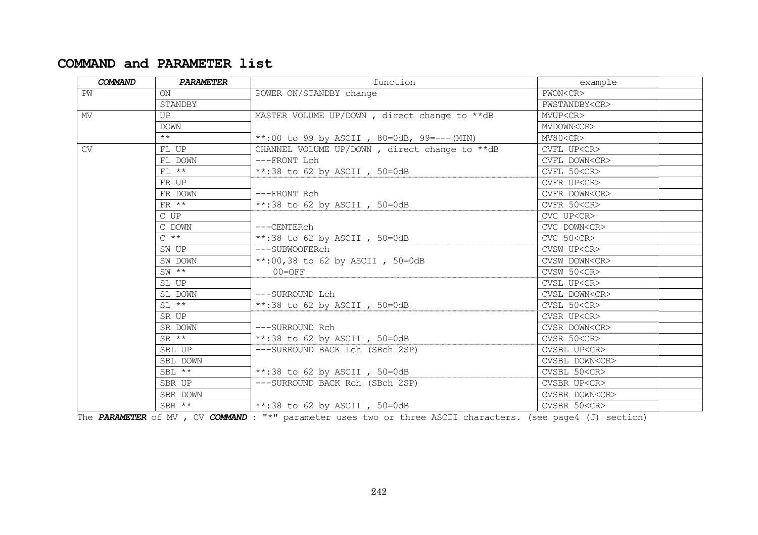## COMMAND and PARAMETER list

| ***COMMAND*** | ***PARAMETER*** | function | example |
|---|---|---|---|
| PW | ON | POWER ON/STANDBY change | PWON<CR> |
| | STANDBY | | PWSTANDBY<CR> |
| MV | UP | MASTER VOLUME UP/DOWN , direct change to **dB | MVUP<CR> |
| | DOWN | | MVDOWN<CR> |
| | ** | **:00 to 99 by ASCII , 80=0dB, 99=---(MIN) | MV80<CR> |
| CV | FL UP | CHANNEL VOLUME UP/DOWN , direct change to **dB | CVFL UP<CR> |
| | FL DOWN | ---FRONT Lch | CVFL DOWN<CR> |
| | FL ** | **:38 to 62 by ASCII , 50=0dB | CVFL 50<CR> |
| | FR UP | | CVFR UP<CR> |
| | FR DOWN | ---FRONT Rch | CVFR DOWN<CR> |
| | FR ** | **:38 to 62 by ASCII , 50=0dB | CVFR 50<CR> |
| | C UP | | CVC UP<CR> |
| | C DOWN | ---CENTERch | CVC DOWN<CR> |
| | C ** | **:38 to 62 by ASCII , 50=0dB | CVC 50<CR> |
| | SW UP | ---SUBWOOFERch | CVSW UP<CR> |
| | SW DOWN | **:00,38 to 62 by ASCII , 50=0dB | CVSW DOWN<CR> |
| | SW ** | 00=OFF | CVSW 50<CR> |
| | SL UP | | CVSL UP<CR> |
| | SL DOWN | ---SURROUND Lch | CVSL DOWN<CR> |
| | SL ** | **:38 to 62 by ASCII , 50=0dB | CVSL 50<CR> |
| | SR UP | | CVSR UP<CR> |
| | SR DOWN | ---SURROUND Rch | CVSR DOWN<CR> |
| | SR ** | **:38 to 62 by ASCII , 50=0dB | CVSR 50<CR> |
| | SBL UP | ---SURROUND BACK Lch (SBch 2SP) | CVSBL UP<CR> |
| | SBL DOWN | | CVSBL DOWN<CR> |
| | SBL ** | **:38 to 62 by ASCII , 50=0dB | CVSBL 50<CR> |
| | SBR UP | ---SURROUND BACK Rch (SBch 2SP) | CVSBR UP<CR> |
| | SBR DOWN | | CVSBR DOWN<CR> |
| | SBR ** | **:38 to 62 by ASCII , 50=0dB | CVSBR 50<CR> |

The ***PARAMETER*** of MV , CV ***COMMAND*** : "*" parameter uses two or three ASCII characters. (see page4 (J) section)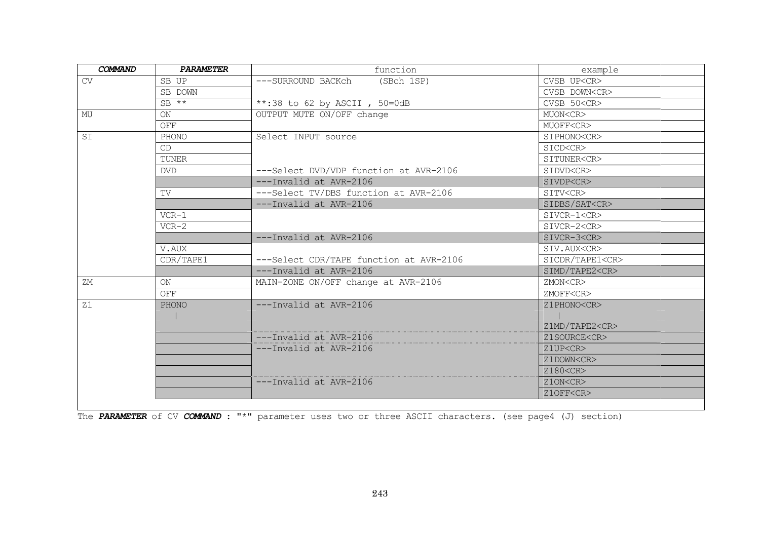| ***COMMAND*** | ***PARAMETER*** | function | example |
|---|---|---|---|
| CV | SB UP | ---SURROUND BACKch (SBch 1SP) | CVSB UP<CR> |
| | SB DOWN | | CVSB DOWN<CR> |
| | SB ** | **:38 to 62 by ASCII , 50=0dB | CVSB 50<CR> |
| MU | ON | OUTPUT MUTE ON/OFF change | MUON<CR> |
| | OFF | | MUOFF<CR> |
| SI | PHONO | Select INPUT source | SIPHONO<CR> |
| | CD | | SICD<CR> |
| | TUNER | | SITUNER<CR> |
| | DVD | ---Select DVD/VDP function at AVR-2106 | SIDVD<CR> |
| | | ---Invalid at AVR-2106 | SIVDP<CR> |
| | TV | ---Select TV/DBS function at AVR-2106 | SITV<CR> |
| | | ---Invalid at AVR-2106 | SIDBS/SAT<CR> |
| | VCR-1 | | SIVCR-1<CR> |
| | VCR-2 | | SIVCR-2<CR> |
| | | ---Invalid at AVR-2106 | SIVCR-3<CR> |
| | V.AUX | | SIV.AUX<CR> |
| | CDR/TAPE1 | ---Select CDR/TAPE function at AVR-2106 | SICDR/TAPE1<CR> |
| | | ---Invalid at AVR-2106 | SIMD/TAPE2<CR> |
| ZM | ON | MAIN-ZONE ON/OFF change at AVR-2106 | ZMON<CR> |
| | OFF | | ZMOFF<CR> |
| Z1 | PHONO | ---Invalid at AVR-2106 | Z1PHONO<CR> |
| | \| | | \| |
| | | | Z1MD/TAPE2<CR> |
| | | ---Invalid at AVR-2106 | Z1SOURCE<CR> |
| | | ---Invalid at AVR-2106 | Z1UP<CR> |
| | | | Z1DOWN<CR> |
| | | | Z180<CR> |
| | | ---Invalid at AVR-2106 | Z1ON<CR> |
| | | | Z1OFF<CR> |

The ***PARAMETER*** of CV ***COMMAND*** : "*" parameter uses two or three ASCII characters. (see page4 (J) section)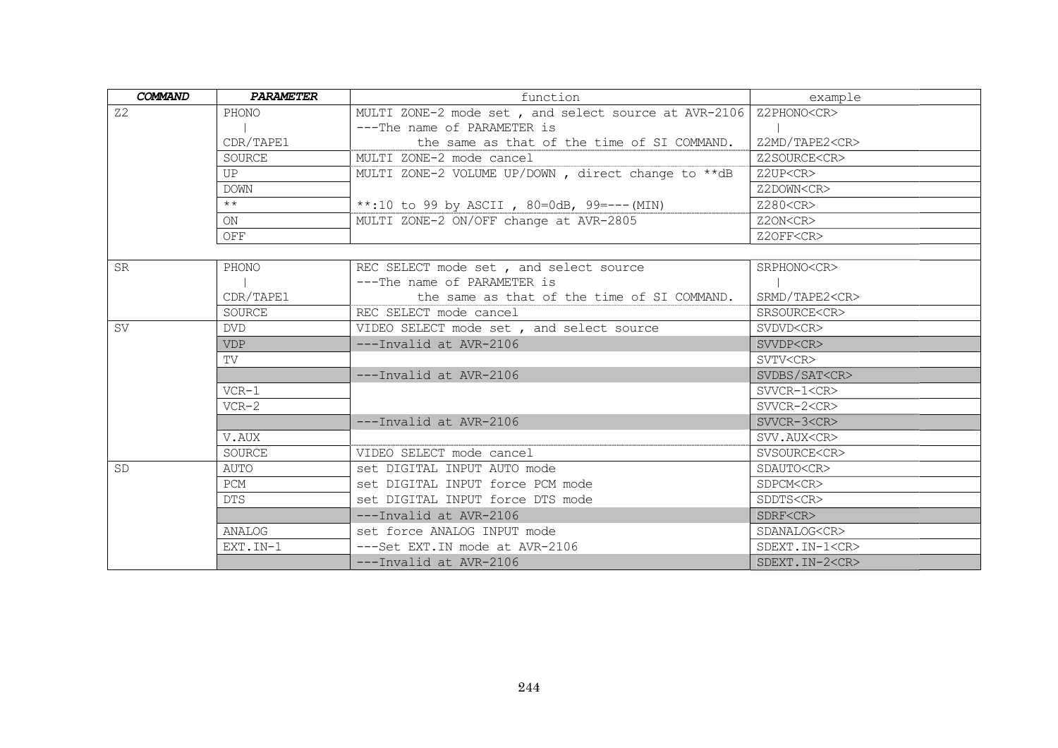| ***COMMAND*** | ***PARAMETER*** | function | example |
|---|---|---|---|
| Z2 | PHONO<br>\|<br>CDR/TAPE1 | MULTI ZONE-2 mode set , and select source at AVR-2106<br>---The name of PARAMETER is<br>the same as that of the time of SI COMMAND. | Z2PHONO<CR><br>\|<br>Z2MD/TAPE2<CR> |
| | SOURCE | MULTI ZONE-2 mode cancel | Z2SOURCE<CR> |
| | UP | MULTI ZONE-2 VOLUME UP/DOWN , direct change to **dB | Z2UP<CR> |
| | DOWN | | Z2DOWN<CR> |
| | ** | **:10 to 99 by ASCII , 80=0dB, 99=---(MIN) | Z280<CR> |
| | ON | MULTI ZONE-2 ON/OFF change at AVR-2805 | Z2ON<CR> |
| | OFF | | Z2OFF<CR> |
| | | | |
| SR | PHONO<br>\|<br>CDR/TAPE1 | REC SELECT mode set , and select source<br>---The name of PARAMETER is<br>the same as that of the time of SI COMMAND. | SRPHONO<CR><br>\|<br>SRMD/TAPE2<CR> |
| | SOURCE | REC SELECT mode cancel | SRSOURCE<CR> |
| SV | DVD | VIDEO SELECT mode set , and select source | SVDVD<CR> |
| | VDP | ---Invalid at AVR-2106 | SVVDP<CR> |
| | TV | | SVTV<CR> |
| | | ---Invalid at AVR-2106 | SVDBS/SAT<CR> |
| | VCR-1 | | SVVCR-1<CR> |
| | VCR-2 | | SVVCR-2<CR> |
| | | ---Invalid at AVR-2106 | SVVCR-3<CR> |
| | V.AUX | | SVV.AUX<CR> |
| | SOURCE | VIDEO SELECT mode cancel | SVSOURCE<CR> |
| SD | AUTO | set DIGITAL INPUT AUTO mode | SDAUTO<CR> |
| | PCM | set DIGITAL INPUT force PCM mode | SDPCM<CR> |
| | DTS | set DIGITAL INPUT force DTS mode | SDDTS<CR> |
| | | ---Invalid at AVR-2106 | SDRF<CR> |
| | ANALOG | set force ANALOG INPUT mode | SDANALOG<CR> |
| | EXT.IN-1 | ---Set EXT.IN mode at AVR-2106 | SDEXT.IN-1<CR> |
| | | ---Invalid at AVR-2106 | SDEXT.IN-2<CR> |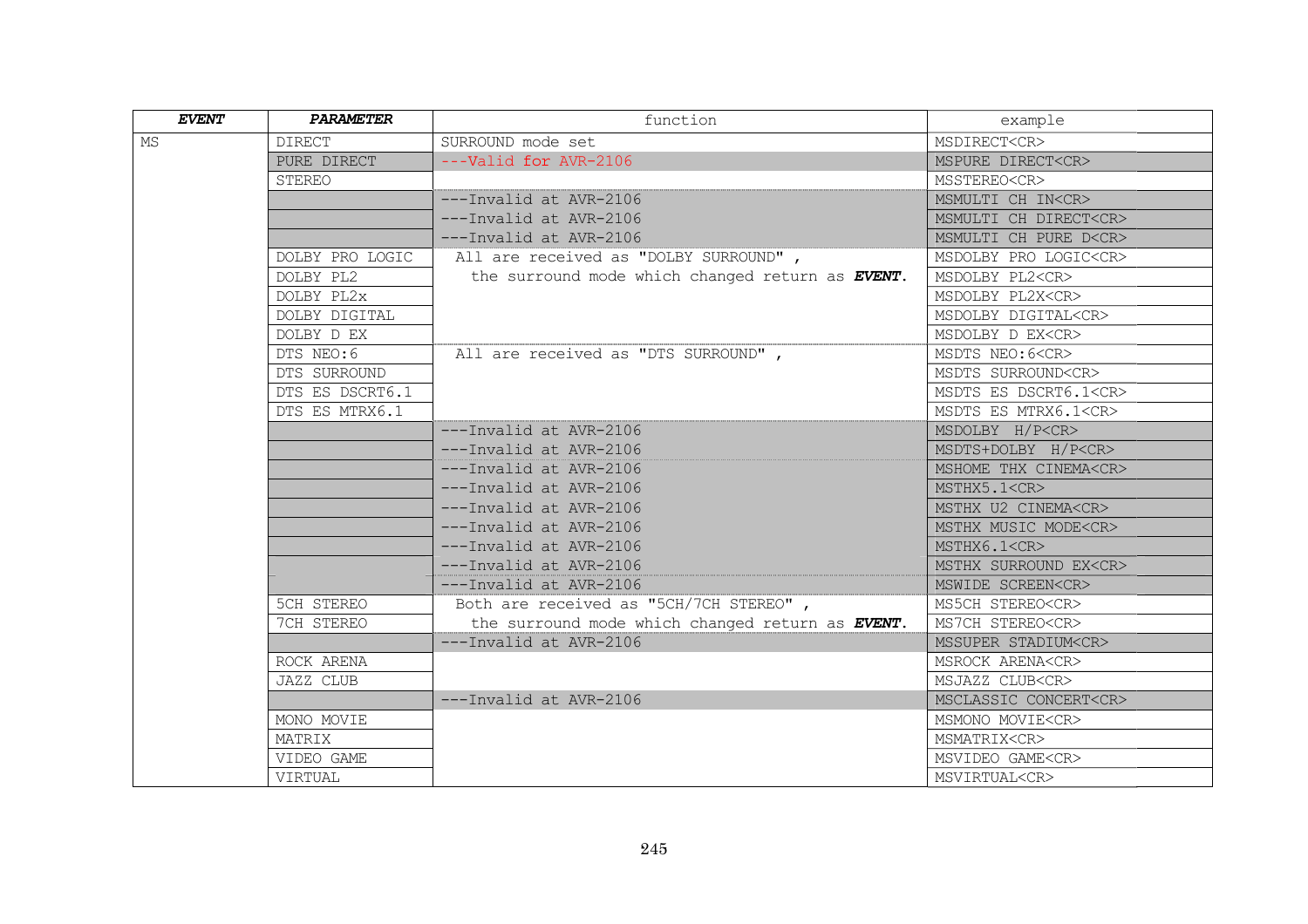| ***EVENT*** | ***PARAMETER*** | function | example |
|---|---|---|---|
| MS | DIRECT | SURROUND mode set | MSDIRECT<CR> |
| | PURE DIRECT | ---Valid for AVR-2106 | MSPURE DIRECT<CR> |
| | STEREO | | MSSTEREO<CR> |
| | | ---Invalid at AVR-2106 | MSMULTI CH IN<CR> |
| | | ---Invalid at AVR-2106 | MSMULTI CH DIRECT<CR> |
| | | ---Invalid at AVR-2106 | MSMULTI CH PURE D<CR> |
| | DOLBY PRO LOGIC | All are received as "DOLBY SURROUND" , | MSDOLBY PRO LOGIC<CR> |
| | DOLBY PL2 | the surround mode which changed return as ***EVENT***. | MSDOLBY PL2<CR> |
| | DOLBY PL2x | | MSDOLBY PL2X<CR> |
| | DOLBY DIGITAL | | MSDOLBY DIGITAL<CR> |
| | DOLBY D EX | | MSDOLBY D EX<CR> |
| | DTS NEO:6 | All are received as "DTS SURROUND" , | MSDTS NEO:6<CR> |
| | DTS SURROUND | | MSDTS SURROUND<CR> |
| | DTS ES DSCRT6.1 | | MSDTS ES DSCRT6.1<CR> |
| | DTS ES MTRX6.1 | | MSDTS ES MTRX6.1<CR> |
| | | ---Invalid at AVR-2106 | MSDOLBY H/P<CR> |
| | | ---Invalid at AVR-2106 | MSDTS+DOLBY H/P<CR> |
| | | ---Invalid at AVR-2106 | MSHOME THX CINEMA<CR> |
| | | ---Invalid at AVR-2106 | MSTHX5.1<CR> |
| | | ---Invalid at AVR-2106 | MSTHX U2 CINEMA<CR> |
| | | ---Invalid at AVR-2106 | MSTHX MUSIC MODE<CR> |
| | | ---Invalid at AVR-2106 | MSTHX6.1<CR> |
| | | ---Invalid at AVR-2106 | MSTHX SURROUND EX<CR> |
| | | ---Invalid at AVR-2106 | MSWIDE SCREEN<CR> |
| | 5CH STEREO | Both are received as "5CH/7CH STEREO" , | MS5CH STEREO<CR> |
| | 7CH STEREO | the surround mode which changed return as ***EVENT***. | MS7CH STEREO<CR> |
| | | ---Invalid at AVR-2106 | MSSUPER STADIUM<CR> |
| | ROCK ARENA | | MSROCK ARENA<CR> |
| | JAZZ CLUB | | MSJAZZ CLUB<CR> |
| | | ---Invalid at AVR-2106 | MSCLASSIC CONCERT<CR> |
| | MONO MOVIE | | MSMONO MOVIE<CR> |
| | MATRIX | | MSMATRIX<CR> |
| | VIDEO GAME | | MSVIDEO GAME<CR> |
| | VIRTUAL | | MSVIRTUAL<CR> |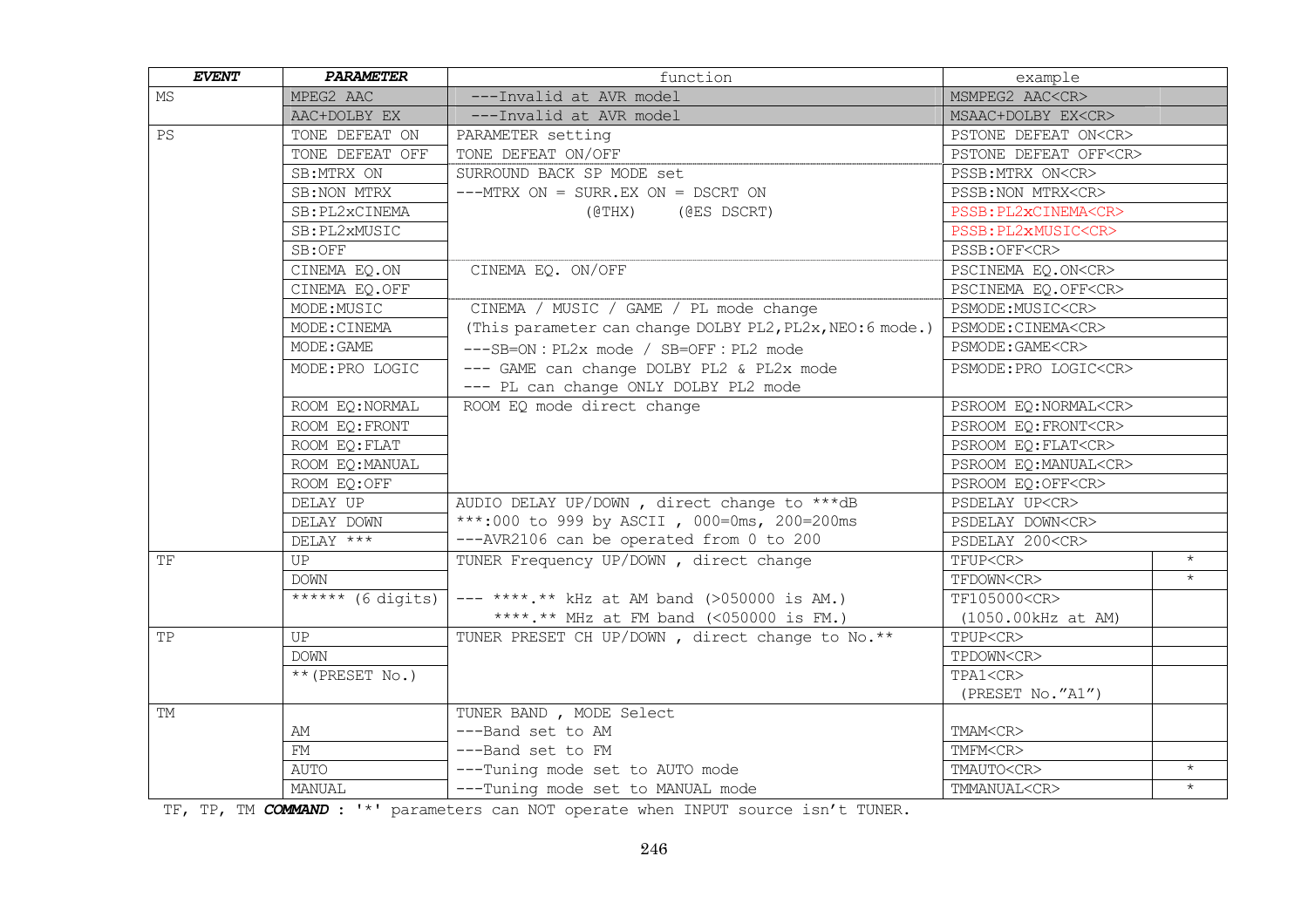| EVENT | PARAMETER | function | example | |
|---|---|---|---|---|
| MS | MPEG2 AAC | ---Invalid at AVR model | MSMPEG2 AAC<CR> | |
| | AAC+DOLBY EX | ---Invalid at AVR model | MSAAC+DOLBY EX<CR> | |
| PS | TONE DEFEAT ON | PARAMETER setting | PSTONE DEFEAT ON<CR> | |
| | TONE DEFEAT OFF | TONE DEFEAT ON/OFF | PSTONE DEFEAT OFF<CR> | |
| | SB:MTRX ON | SURROUND BACK SP MODE set | PSSB:MTRX ON<CR> | |
| | SB:NON MTRX | ---MTRX ON = SURR.EX ON = DSCRT ON | PSSB:NON MTRX<CR> | |
| | SB:PL2xCINEMA | (@THX) (@ES DSCRT) | PSSB:PL2xCINEMA<CR> | |
| | SB:PL2xMUSIC | | PSSB:PL2xMUSIC<CR> | |
| | SB:OFF | | PSSB:OFF<CR> | |
| | CINEMA EQ.ON | CINEMA EQ. ON/OFF | PSCINEMA EQ.ON<CR> | |
| | CINEMA EQ.OFF | | PSCINEMA EQ.OFF<CR> | |
| | MODE:MUSIC | CINEMA / MUSIC / GAME / PL mode change | PSMODE:MUSIC<CR> | |
| | MODE:CINEMA | (This parameter can change DOLBY PL2,PL2x,NEO:6 mode.) | PSMODE:CINEMA<CR> | |
| | MODE:GAME | ---SB=ON：PL2x mode / SB=OFF：PL2 mode | PSMODE:GAME<CR> | |
| | MODE:PRO LOGIC | --- GAME can change DOLBY PL2 & PL2x mode<br>--- PL can change ONLY DOLBY PL2 mode | PSMODE:PRO LOGIC<CR> | |
| | ROOM EQ:NORMAL | ROOM EQ mode direct change | PSROOM EQ:NORMAL<CR> | |
| | ROOM EQ:FRONT | | PSROOM EQ:FRONT<CR> | |
| | ROOM EQ:FLAT | | PSROOM EQ:FLAT<CR> | |
| | ROOM EQ:MANUAL | | PSROOM EQ:MANUAL<CR> | |
| | ROOM EQ:OFF | | PSROOM EQ:OFF<CR> | |
| | DELAY UP | AUDIO DELAY UP/DOWN , direct change to ***dB | PSDELAY UP<CR> | |
| | DELAY DOWN | ***:000 to 999 by ASCII , 000=0ms, 200=200ms | PSDELAY DOWN<CR> | |
| | DELAY *** | ---AVR2106 can be operated from 0 to 200 | PSDELAY 200<CR> | |
| TF | UP | TUNER Frequency UP/DOWN , direct change | TFUP<CR> | * |
| | DOWN | | TFDOWN<CR> | * |
| | ****** (6 digits) | --- ****.** kHz at AM band (>050000 is AM.)<br>****.** MHz at FM band (<050000 is FM.) | TF105000<CR><br>(1050.00kHz at AM) | |
| TP | UP | TUNER PRESET CH UP/DOWN , direct change to No.** | TPUP<CR> | |
| | DOWN | | TPDOWN<CR> | |
| | **(PRESET No.) | | TPA1<CR><br>(PRESET No."A1") | |
| TM | | TUNER BAND , MODE Select | | |
| | AM | ---Band set to AM | TMAM<CR> | |
| | FM | ---Band set to FM | TMFM<CR> | |
| | AUTO | ---Tuning mode set to AUTO mode | TMAUTO<CR> | * |
| | MANUAL | ---Tuning mode set to MANUAL mode | TMMANUAL<CR> | * |

TF, TP, TM ***COMMAND*** : '*' parameters can NOT operate when INPUT source isn't TUNER.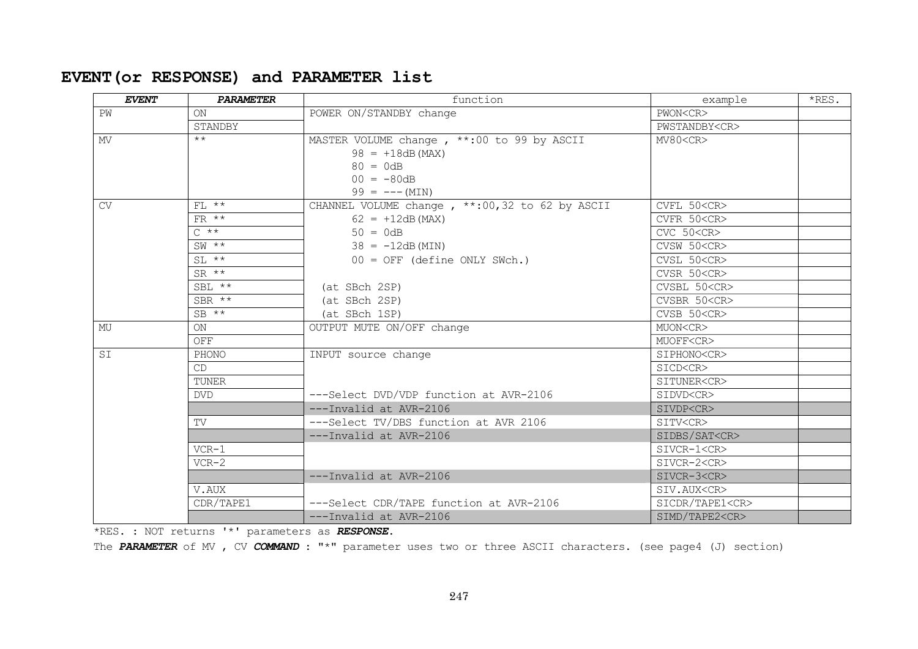## EVENT(or RESPONSE) and PARAMETER list

| ***EVENT*** | ***PARAMETER*** | function | example | *RES. |
|---|---|---|---|---|
| PW | ON | POWER ON/STANDBY change | PWON<CR> | |
| | STANDBY | | PWSTANDBY<CR> | |
| MV | ** | MASTER VOLUME change , **:00 to 99 by ASCII<br>98 = +18dB(MAX)<br>80 = 0dB<br>00 = -80dB<br>99 = ---(MIN) | MV80<CR> | |
| CV | FL ** | CHANNEL VOLUME change , **:00,32 to 62 by ASCII | CVFL 50<CR> | |
| | FR ** | 62 = +12dB(MAX) | CVFR 50<CR> | |
| | C ** | 50 = 0dB | CVC 50<CR> | |
| | SW ** | 38 = -12dB(MIN) | CVSW 50<CR> | |
| | SL ** | 00 = OFF (define ONLY SWch.) | CVSL 50<CR> | |
| | SR ** | | CVSR 50<CR> | |
| | SBL ** | (at SBch 2SP) | CVSBL 50<CR> | |
| | SBR ** | (at SBch 2SP) | CVSBR 50<CR> | |
| | SB ** | (at SBch 1SP) | CVSB 50<CR> | |
| MU | ON | OUTPUT MUTE ON/OFF change | MUON<CR> | |
| | OFF | | MUOFF<CR> | |
| SI | PHONO | INPUT source change | SIPHONO<CR> | |
| | CD | | SICD<CR> | |
| | TUNER | | SITUNER<CR> | |
| | DVD | ---Select DVD/VDP function at AVR-2106 | SIDVD<CR> | |
| | | ---Invalid at AVR-2106 | SIVDP<CR> | |
| | TV | ---Select TV/DBS function at AVR 2106 | SITV<CR> | |
| | | ---Invalid at AVR-2106 | SIDBS/SAT<CR> | |
| | VCR-1 | | SIVCR-1<CR> | |
| | VCR-2 | | SIVCR-2<CR> | |
| | | ---Invalid at AVR-2106 | SIVCR-3<CR> | |
| | V.AUX | | SIV.AUX<CR> | |
| | CDR/TAPE1 | ---Select CDR/TAPE function at AVR-2106 | SICDR/TAPE1<CR> | |
| | | ---Invalid at AVR-2106 | SIMD/TAPE2<CR> | |

*RES. : NOT returns '*' parameters as ***RESPONSE***.

The ***PARAMETER*** of MV , CV ***COMMAND*** : "*" parameter uses two or three ASCII characters. (see page4 (J) section)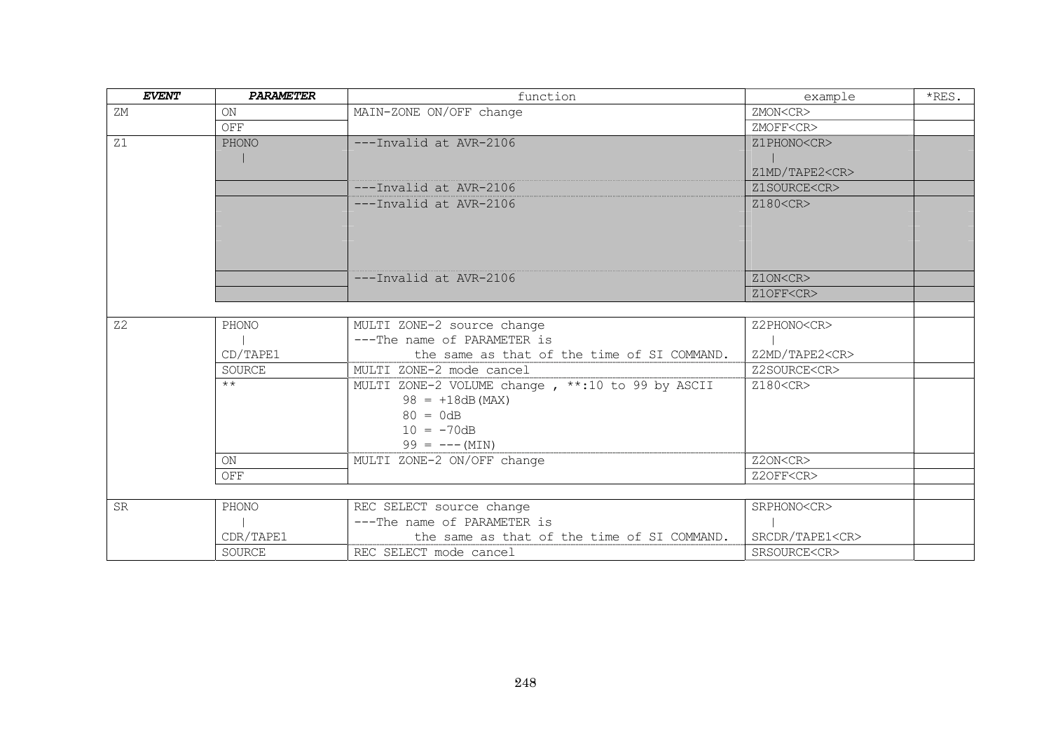| *EVENT* | *PARAMETER* | function | example | *RES. |
|---|---|---|---|---|
| ZM | ON | MAIN-ZONE ON/OFF change | ZMON<CR> | |
| | OFF | | ZMOFF<CR> | |
| Z1 | PHONO<br>\| | ---Invalid at AVR-2106 | Z1PHONO<CR><br>\|<br>Z1MD/TAPE2<CR> | |
| | | ---Invalid at AVR-2106 | Z1SOURCE<CR> | |
| | | ---Invalid at AVR-2106 | Z180<CR> | |
| | | ---Invalid at AVR-2106 | Z1ON<CR> | |
| | | | Z1OFF<CR> | |
| Z2 | PHONO<br>\|<br>CD/TAPE1 | MULTI ZONE-2 source change<br>---The name of PARAMETER is<br>the same as that of the time of SI COMMAND. | Z2PHONO<CR><br>\|<br>Z2MD/TAPE2<CR> | |
| | SOURCE | MULTI ZONE-2 mode cancel | Z2SOURCE<CR> | |
| | ** | MULTI ZONE-2 VOLUME change , **:10 to 99 by ASCII<br>98 = +18dB(MAX)<br>80 = 0dB<br>10 = -70dB<br>99 = ---(MIN) | Z180<CR> | |
| | ON | MULTI ZONE-2 ON/OFF change | Z2ON<CR> | |
| | OFF | | Z2OFF<CR> | |
| SR | PHONO<br>\|<br>CDR/TAPE1 | REC SELECT source change<br>---The name of PARAMETER is<br>the same as that of the time of SI COMMAND. | SRPHONO<CR><br>\|<br>SRCDR/TAPE1<CR> | |
| | SOURCE | REC SELECT mode cancel | SRSOURCE<CR> | |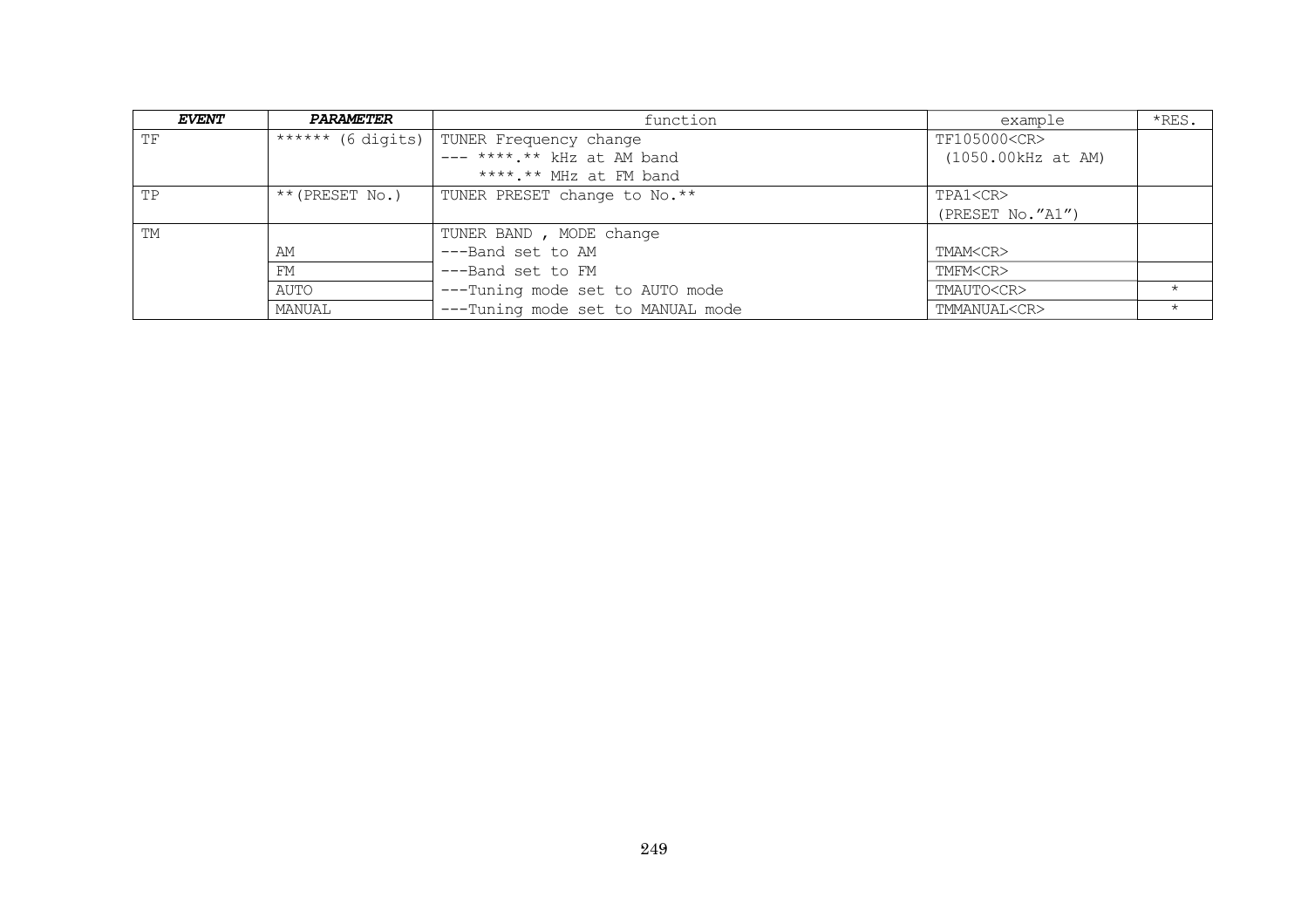| ***EVENT*** | ***PARAMETER*** | function | example | *RES. |
|---|---|---|---|---|
| TF | ****** (6 digits) | TUNER Frequency change<br>--- ****.** kHz at AM band<br>****.** MHz at FM band | TF105000<CR><br>(1050.00kHz at AM) | |
| TP | **(PRESET No.) | TUNER PRESET change to No.** | TPA1<CR><br>(PRESET No."A1") | |
| TM | | TUNER BAND , MODE change | | |
| | AM | ---Band set to AM | TMAM<CR> | |
| | FM | ---Band set to FM | TMFM<CR> | |
| | AUTO | ---Tuning mode set to AUTO mode | TMAUTO<CR> | * |
| | MANUAL | ---Tuning mode set to MANUAL mode | TMMANUAL<CR> | * |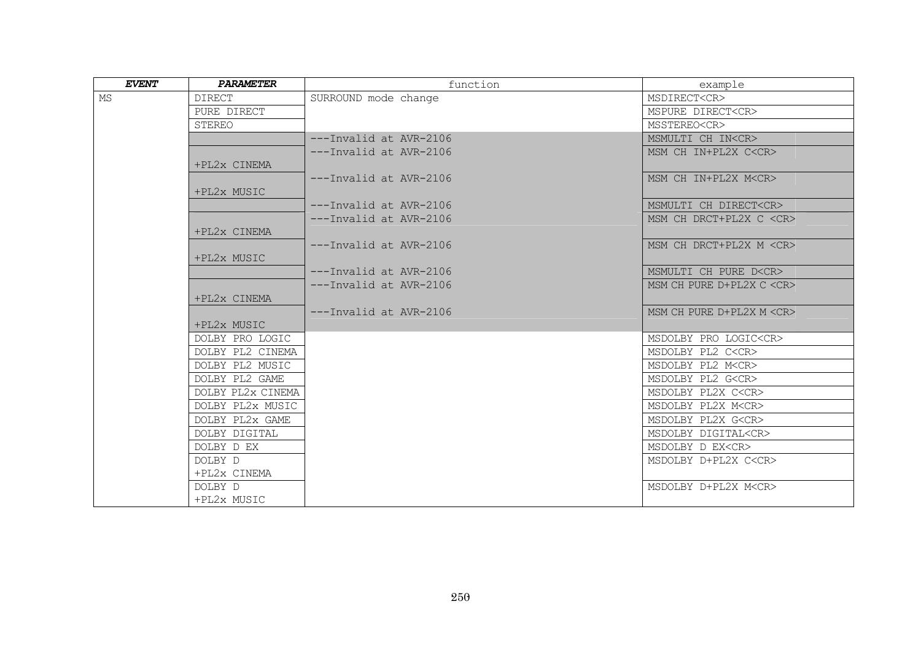| ***EVENT*** | ***PARAMETER*** | function | example |
|---|---|---|---|
| MS | DIRECT | SURROUND mode change | MSDIRECT<CR> |
| | PURE DIRECT | | MSPURE DIRECT<CR> |
| | STEREO | | MSSTEREO<CR> |
| | | ---Invalid at AVR-2106 | MSMULTI CH IN<CR> |
| | +PL2x CINEMA | ---Invalid at AVR-2106 | MSM CH IN+PL2X C<CR> |
| | +PL2x MUSIC | ---Invalid at AVR-2106 | MSM CH IN+PL2X M<CR> |
| | | ---Invalid at AVR-2106 | MSMULTI CH DIRECT<CR> |
| | +PL2x CINEMA | ---Invalid at AVR-2106 | MSM CH DRCT+PL2X C <CR> |
| | +PL2x MUSIC | ---Invalid at AVR-2106 | MSM CH DRCT+PL2X M <CR> |
| | | ---Invalid at AVR-2106 | MSMULTI CH PURE D<CR> |
| | +PL2x CINEMA | ---Invalid at AVR-2106 | MSM CH PURE D+PL2X C <CR> |
| | +PL2x MUSIC | ---Invalid at AVR-2106 | MSM CH PURE D+PL2X M <CR> |
| | DOLBY PRO LOGIC | | MSDOLBY PRO LOGIC<CR> |
| | DOLBY PL2 CINEMA | | MSDOLBY PL2 C<CR> |
| | DOLBY PL2 MUSIC | | MSDOLBY PL2 M<CR> |
| | DOLBY PL2 GAME | | MSDOLBY PL2 G<CR> |
| | DOLBY PL2x CINEMA | | MSDOLBY PL2X C<CR> |
| | DOLBY PL2x MUSIC | | MSDOLBY PL2X M<CR> |
| | DOLBY PL2x GAME | | MSDOLBY PL2X G<CR> |
| | DOLBY DIGITAL | | MSDOLBY DIGITAL<CR> |
| | DOLBY D EX | | MSDOLBY D EX<CR> |
| | DOLBY D +PL2x CINEMA | | MSDOLBY D+PL2X C<CR> |
| | DOLBY D +PL2x MUSIC | | MSDOLBY D+PL2X M<CR> |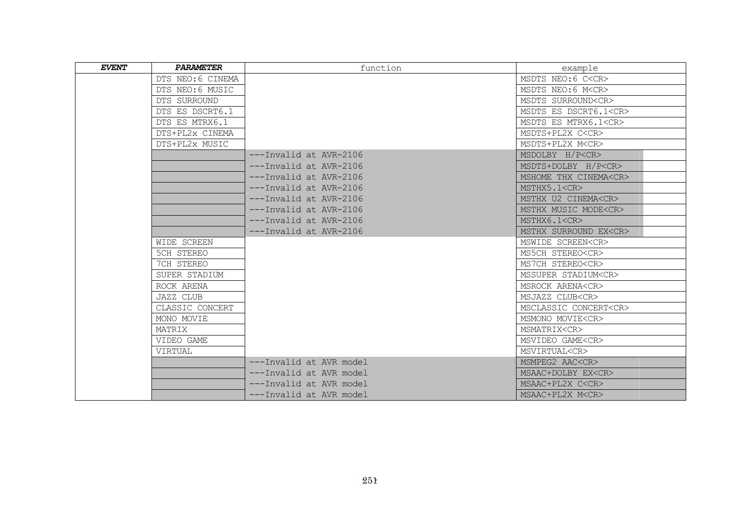| *EVENT* | *PARAMETER* | function | example |
| --- | --- | --- | --- |
| | DTS NEO:6 CINEMA | | MSDTS NEO:6 C<CR> |
| | DTS NEO:6 MUSIC | | MSDTS NEO:6 M<CR> |
| | DTS SURROUND | | MSDTS SURROUND<CR> |
| | DTS ES DSCRT6.1 | | MSDTS ES DSCRT6.1<CR> |
| | DTS ES MTRX6.1 | | MSDTS ES MTRX6.1<CR> |
| | DTS+PL2x CINEMA | | MSDTS+PL2X C<CR> |
| | DTS+PL2x MUSIC | | MSDTS+PL2X M<CR> |
| | | ---Invalid at AVR-2106 | MSDOLBY H/P<CR> |
| | | ---Invalid at AVR-2106 | MSDTS+DOLBY H/P<CR> |
| | | ---Invalid at AVR-2106 | MSHOME THX CINEMA<CR> |
| | | ---Invalid at AVR-2106 | MSTHX5.1<CR> |
| | | ---Invalid at AVR-2106 | MSTHX U2 CINEMA<CR> |
| | | ---Invalid at AVR-2106 | MSTHX MUSIC MODE<CR> |
| | | ---Invalid at AVR-2106 | MSTHX6.1<CR> |
| | | ---Invalid at AVR-2106 | MSTHX SURROUND EX<CR> |
| | WIDE SCREEN | | MSWIDE SCREEN<CR> |
| | 5CH STEREO | | MS5CH STEREO<CR> |
| | 7CH STEREO | | MS7CH STEREO<CR> |
| | SUPER STADIUM | | MSSUPER STADIUM<CR> |
| | ROCK ARENA | | MSROCK ARENA<CR> |
| | JAZZ CLUB | | MSJAZZ CLUB<CR> |
| | CLASSIC CONCERT | | MSCLASSIC CONCERT<CR> |
| | MONO MOVIE | | MSMONO MOVIE<CR> |
| | MATRIX | | MSMATRIX<CR> |
| | VIDEO GAME | | MSVIDEO GAME<CR> |
| | VIRTUAL | | MSVIRTUAL<CR> |
| | | ---Invalid at AVR model | MSMPEG2 AAC<CR> |
| | | ---Invalid at AVR model | MSAAC+DOLBY EX<CR> |
| | | ---Invalid at AVR model | MSAAC+PL2X C<CR> |
| | | ---Invalid at AVR model | MSAAC+PL2X M<CR> |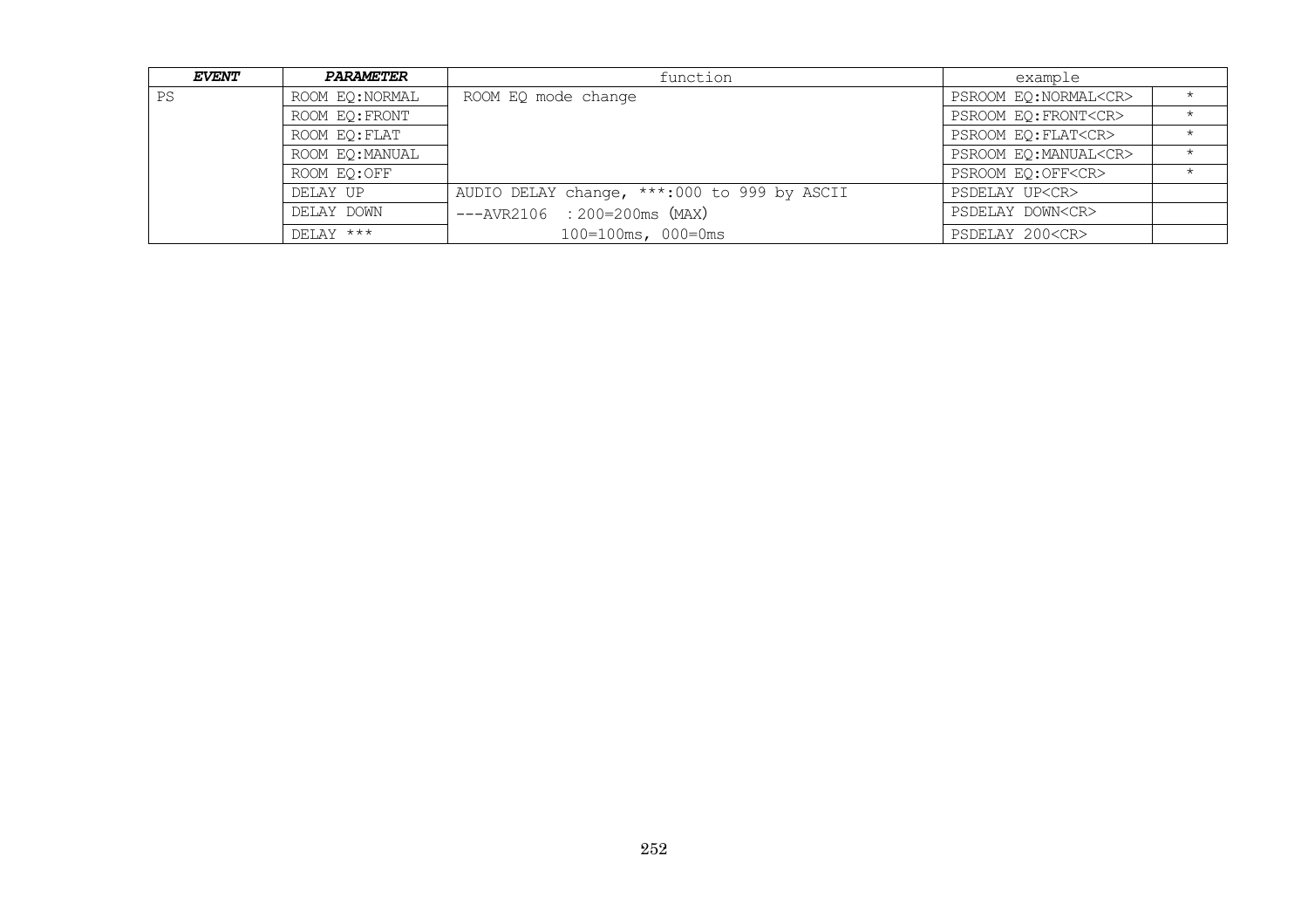| *EVENT* | *PARAMETER* | function | example | |
|---|---|---|---|---|
| PS | ROOM EQ:NORMAL | ROOM EQ mode change | PSROOM EQ:NORMAL<CR> | * |
| | ROOM EQ:FRONT | | PSROOM EQ:FRONT<CR> | * |
| | ROOM EQ:FLAT | | PSROOM EQ:FLAT<CR> | * |
| | ROOM EQ:MANUAL | | PSROOM EQ:MANUAL<CR> | * |
| | ROOM EQ:OFF | | PSROOM EQ:OFF<CR> | * |
| | DELAY UP | AUDIO DELAY change, ***:000 to 999 by ASCII | PSDELAY UP<CR> | |
| | DELAY DOWN | ---AVR2106 : 200=200ms (MAX) | PSDELAY DOWN<CR> | |
| | DELAY *** | 100=100ms, 000=0ms | PSDELAY 200<CR> | |